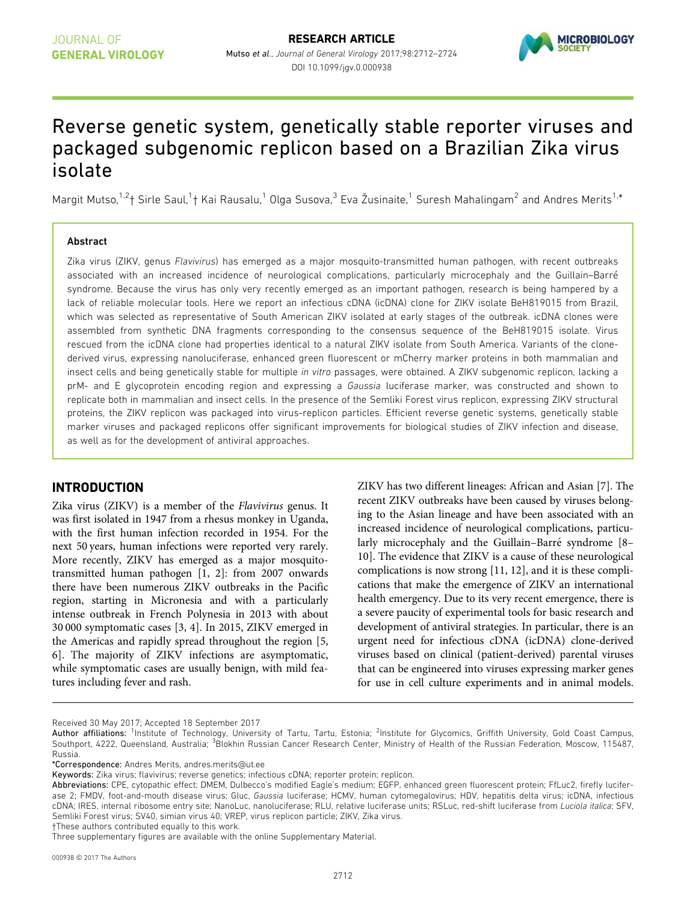# Reverse genetic system, genetically stable reporter viruses and packaged subgenomic replicon based on a Brazilian Zika virus isolate

Margit Mutso,[1,2]† Sirle Saul,[1]† Kai Rausalu,[1] Olga Susova,[3] Eva Žusinaite,[1] Suresh Mahalingam[2] and Andres Merits[1,*]

### Abstract

Zika virus (ZIKV, genus *Flavivirus*) has emerged as a major mosquito-transmitted human pathogen, with recent outbreaks associated with an increased incidence of neurological complications, particularly microcephaly and the Guillain–Barré syndrome. Because the virus has only very recently emerged as an important pathogen, research is being hampered by a lack of reliable molecular tools. Here we report an infectious cDNA (icDNA) clone for ZIKV isolate BeH819015 from Brazil, which was selected as representative of South American ZIKV isolated at early stages of the outbreak. icDNA clones were assembled from synthetic DNA fragments corresponding to the consensus sequence of the BeH819015 isolate. Virus rescued from the icDNA clone had properties identical to a natural ZIKV isolate from South America. Variants of the clone-derived virus, expressing nanoluciferase, enhanced green fluorescent or mCherry marker proteins in both mammalian and insect cells and being genetically stable for multiple *in vitro* passages, were obtained. A ZIKV subgenomic replicon, lacking a prM- and E glycoprotein encoding region and expressing a *Gaussia* luciferase marker, was constructed and shown to replicate both in mammalian and insect cells. In the presence of the Semliki Forest virus replicon, expressing ZIKV structural proteins, the ZIKV replicon was packaged into virus-replicon particles. Efficient reverse genetic systems, genetically stable marker viruses and packaged replicons offer significant improvements for biological studies of ZIKV infection and disease, as well as for the development of antiviral approaches.

## INTRODUCTION

Zika virus (ZIKV) is a member of the *Flavivirus* genus. It was first isolated in 1947 from a rhesus monkey in Uganda, with the first human infection recorded in 1954. For the next 50 years, human infections were reported very rarely. More recently, ZIKV has emerged as a major mosquito-transmitted human pathogen [1, 2]: from 2007 onwards there have been numerous ZIKV outbreaks in the Pacific region, starting in Micronesia and with a particularly intense outbreak in French Polynesia in 2013 with about 30 000 symptomatic cases [3, 4]. In 2015, ZIKV emerged in the Americas and rapidly spread throughout the region [5, 6]. The majority of ZIKV infections are asymptomatic, while symptomatic cases are usually benign, with mild features including fever and rash.

ZIKV has two different lineages: African and Asian [7]. The recent ZIKV outbreaks have been caused by viruses belonging to the Asian lineage and have been associated with an increased incidence of neurological complications, particularly microcephaly and the Guillain–Barré syndrome [8–10]. The evidence that ZIKV is a cause of these neurological complications is now strong [11, 12], and it is these complications that make the emergence of ZIKV an international health emergency. Due to its very recent emergence, there is a severe paucity of experimental tools for basic research and development of antiviral strategies. In particular, there is an urgent need for infectious cDNA (icDNA) clone-derived viruses based on clinical (patient-derived) parental viruses that can be engineered into viruses expressing marker genes for use in cell culture experiments and in animal models.

---

Received 30 May 2017; Accepted 18 September 2017

**Author affiliations:** [1]Institute of Technology, University of Tartu, Tartu, Estonia; [2]Institute for Glycomics, Griffith University, Gold Coast Campus, Southport, 4222, Queensland, Australia; [3]Blokhin Russian Cancer Research Center, Ministry of Health of the Russian Federation, Moscow, 115487, Russia.

\*Correspondence: Andres Merits, andres.merits@ut.ee

**Keywords:** Zika virus; flavivirus; reverse genetics; infectious cDNA; reporter protein; replicon.

**Abbreviations:** CPE, cytopathic effect; DMEM, Dulbecco's modified Eagle's medium; EGFP, enhanced green fluorescent protein; FfLuc2, firefly luciferase 2; FMDV, foot-and-mouth disease virus; Gluc, *Gaussia* luciferase; HCMV, human cytomegalovirus; HDV, hepatitis delta virus; icDNA, infectious cDNA; IRES, internal ribosome entry site; NanoLuc, nanoluciferase; RLU, relative luciferase units; RSLuc, red-shift luciferase from *Luciola italica*; SFV, Semliki Forest virus; SV40, simian virus 40; VREP, virus replicon particle; ZIKV, Zika virus.

†These authors contributed equally to this work.

Three supplementary figures are available with the online Supplementary Material.

000938 © 2017 The Authors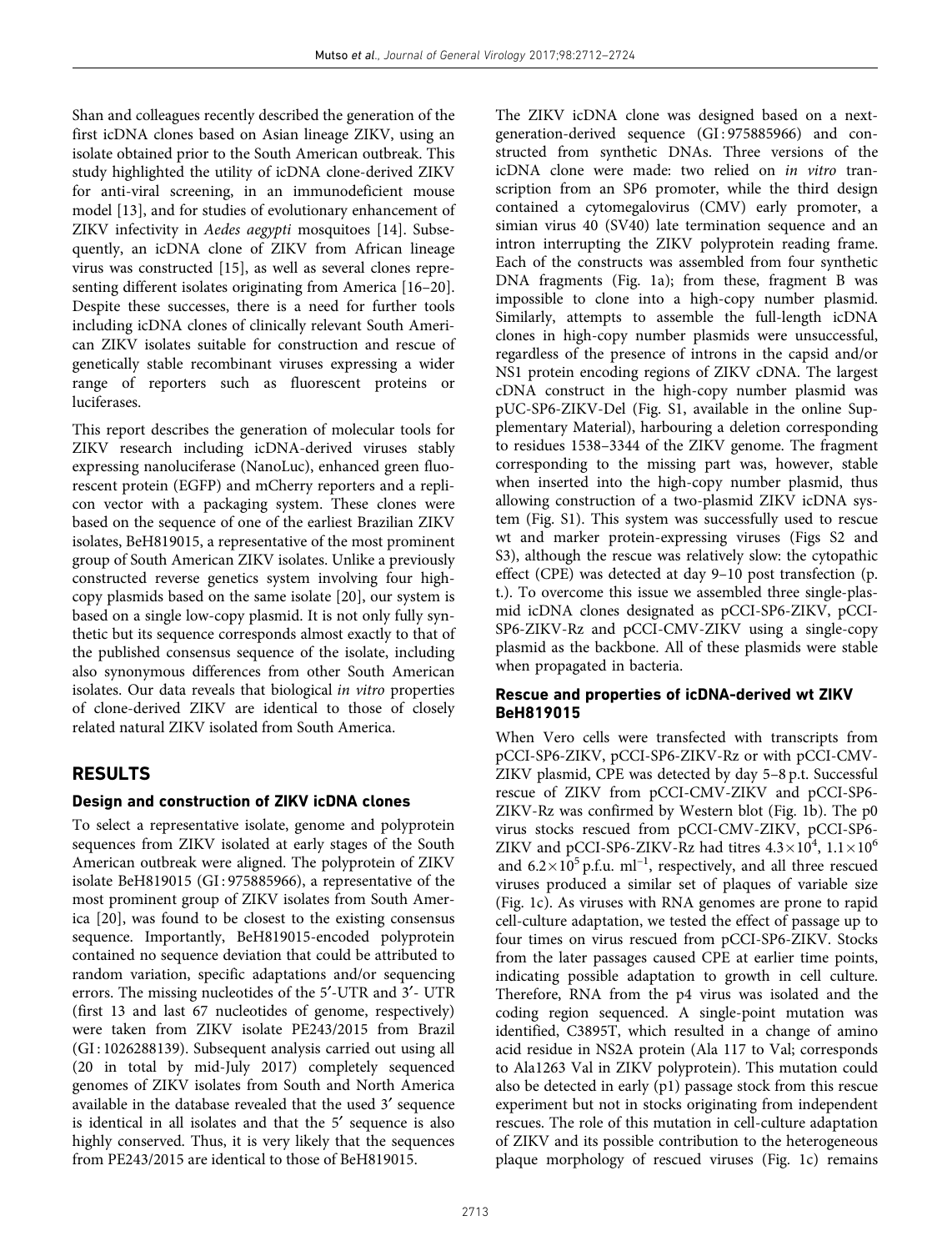Shan and colleagues recently described the generation of the first icDNA clones based on Asian lineage ZIKV, using an isolate obtained prior to the South American outbreak. This study highlighted the utility of icDNA clone-derived ZIKV for anti-viral screening, in an immunodeficient mouse model [13], and for studies of evolutionary enhancement of ZIKV infectivity in *Aedes aegypti* mosquitoes [14]. Subsequently, an icDNA clone of ZIKV from African lineage virus was constructed [15], as well as several clones representing different isolates originating from America [16–20]. Despite these successes, there is a need for further tools including icDNA clones of clinically relevant South American ZIKV isolates suitable for construction and rescue of genetically stable recombinant viruses expressing a wider range of reporters such as fluorescent proteins or luciferases.

This report describes the generation of molecular tools for ZIKV research including icDNA-derived viruses stably expressing nanoluciferase (NanoLuc), enhanced green fluorescent protein (EGFP) and mCherry reporters and a replicon vector with a packaging system. These clones were based on the sequence of one of the earliest Brazilian ZIKV isolates, BeH819015, a representative of the most prominent group of South American ZIKV isolates. Unlike a previously constructed reverse genetics system involving four high-copy plasmids based on the same isolate [20], our system is based on a single low-copy plasmid. It is not only fully synthetic but its sequence corresponds almost exactly to that of the published consensus sequence of the isolate, including also synonymous differences from other South American isolates. Our data reveals that biological *in vitro* properties of clone-derived ZIKV are identical to those of closely related natural ZIKV isolated from South America.

## RESULTS

### Design and construction of ZIKV icDNA clones

To select a representative isolate, genome and polyprotein sequences from ZIKV isolated at early stages of the South American outbreak were aligned. The polyprotein of ZIKV isolate BeH819015 (GI : 975885966), a representative of the most prominent group of ZIKV isolates from South America [20], was found to be closest to the existing consensus sequence. Importantly, BeH819015-encoded polyprotein contained no sequence deviation that could be attributed to random variation, specific adaptations and/or sequencing errors. The missing nucleotides of the 5′-UTR and 3′- UTR (first 13 and last 67 nucleotides of genome, respectively) were taken from ZIKV isolate PE243/2015 from Brazil (GI : 1026288139). Subsequent analysis carried out using all (20 in total by mid-July 2017) completely sequenced genomes of ZIKV isolates from South and North America available in the database revealed that the used 3′ sequence is identical in all isolates and that the 5′ sequence is also highly conserved. Thus, it is very likely that the sequences from PE243/2015 are identical to those of BeH819015.

The ZIKV icDNA clone was designed based on a next-generation-derived sequence (GI : 975885966) and constructed from synthetic DNAs. Three versions of the icDNA clone were made: two relied on *in vitro* transcription from an SP6 promoter, while the third design contained a cytomegalovirus (CMV) early promoter, a simian virus 40 (SV40) late termination sequence and an intron interrupting the ZIKV polyprotein reading frame. Each of the constructs was assembled from four synthetic DNA fragments (Fig. 1a); from these, fragment B was impossible to clone into a high-copy number plasmid. Similarly, attempts to assemble the full-length icDNA clones in high-copy number plasmids were unsuccessful, regardless of the presence of introns in the capsid and/or NS1 protein encoding regions of ZIKV cDNA. The largest cDNA construct in the high-copy number plasmid was pUC-SP6-ZIKV-Del (Fig. S1, available in the online Supplementary Material), harbouring a deletion corresponding to residues 1538–3344 of the ZIKV genome. The fragment corresponding to the missing part was, however, stable when inserted into the high-copy number plasmid, thus allowing construction of a two-plasmid ZIKV icDNA system (Fig. S1). This system was successfully used to rescue wt and marker protein-expressing viruses (Figs S2 and S3), although the rescue was relatively slow: the cytopathic effect (CPE) was detected at day 9–10 post transfection (p.t.). To overcome this issue we assembled three single-plasmid icDNA clones designated as pCCI-SP6-ZIKV, pCCI-SP6-ZIKV-Rz and pCCI-CMV-ZIKV using a single-copy plasmid as the backbone. All of these plasmids were stable when propagated in bacteria.

### Rescue and properties of icDNA-derived wt ZIKV BeH819015

When Vero cells were transfected with transcripts from pCCI-SP6-ZIKV, pCCI-SP6-ZIKV-Rz or with pCCI-CMV-ZIKV plasmid, CPE was detected by day 5–8 p.t. Successful rescue of ZIKV from pCCI-CMV-ZIKV and pCCI-SP6-ZIKV-Rz was confirmed by Western blot (Fig. 1b). The p0 virus stocks rescued from pCCI-CMV-ZIKV, pCCI-SP6-ZIKV and pCCI-SP6-ZIKV-Rz had titres $4.3\times10^{4}$, $1.1\times10^{6}$ and $6.2\times10^{5}$ p.f.u. ml$^{-1}$, respectively, and all three rescued viruses produced a similar set of plaques of variable size (Fig. 1c). As viruses with RNA genomes are prone to rapid cell-culture adaptation, we tested the effect of passage up to four times on virus rescued from pCCI-SP6-ZIKV. Stocks from the later passages caused CPE at earlier time points, indicating possible adaptation to growth in cell culture. Therefore, RNA from the p4 virus was isolated and the coding region sequenced. A single-point mutation was identified, C3895T, which resulted in a change of amino acid residue in NS2A protein (Ala 117 to Val; corresponds to Ala1263 Val in ZIKV polyprotein). This mutation could also be detected in early (p1) passage stock from this rescue experiment but not in stocks originating from independent rescues. The role of this mutation in cell-culture adaptation of ZIKV and its possible contribution to the heterogeneous plaque morphology of rescued viruses (Fig. 1c) remains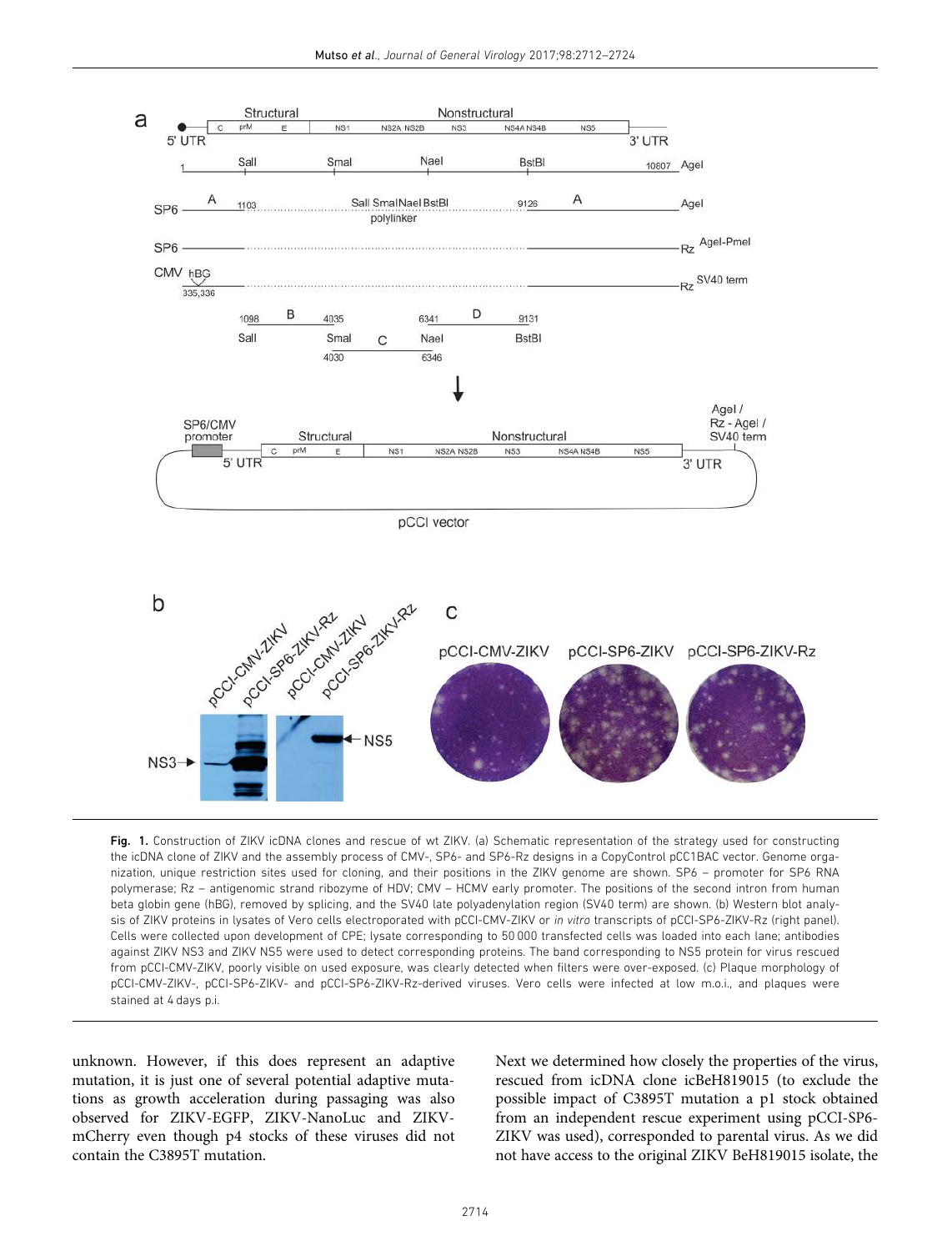**Fig. 1.** Construction of ZIKV icDNA clones and rescue of wt ZIKV. (a) Schematic representation of the strategy used for constructing the icDNA clone of ZIKV and the assembly process of CMV-, SP6- and SP6-Rz designs in a CopyControl pCC1BAC vector. Genome organization, unique restriction sites used for cloning, and their positions in the ZIKV genome are shown. SP6 – promoter for SP6 RNA polymerase; Rz – antigenomic strand ribozyme of HDV; CMV – HCMV early promoter. The positions of the second intron from human beta globin gene (hBG), removed by splicing, and the SV40 late polyadenylation region (SV40 term) are shown. (b) Western blot analysis of ZIKV proteins in lysates of Vero cells electroporated with pCCI-CMV-ZIKV or *in vitro* transcripts of pCCI-SP6-ZIKV-Rz (right panel). Cells were collected upon development of CPE; lysate corresponding to 50 000 transfected cells was loaded into each lane; antibodies against ZIKV NS3 and ZIKV NS5 were used to detect corresponding proteins. The band corresponding to NS5 protein for virus rescued from pCCI-CMV-ZIKV, poorly visible on used exposure, was clearly detected when filters were over-exposed. (c) Plaque morphology of pCCI-CMV-ZIKV-, pCCI-SP6-ZIKV- and pCCI-SP6-ZIKV-Rz-derived viruses. Vero cells were infected at low m.o.i., and plaques were stained at 4 days p.i.

unknown. However, if this does represent an adaptive mutation, it is just one of several potential adaptive mutations as growth acceleration during passaging was also observed for ZIKV-EGFP, ZIKV-NanoLuc and ZIKV-mCherry even though p4 stocks of these viruses did not contain the C3895T mutation.

Next we determined how closely the properties of the virus, rescued from icDNA clone icBeH819015 (to exclude the possible impact of C3895T mutation a p1 stock obtained from an independent rescue experiment using pCCI-SP6-ZIKV was used), corresponded to parental virus. As we did not have access to the original ZIKV BeH819015 isolate, the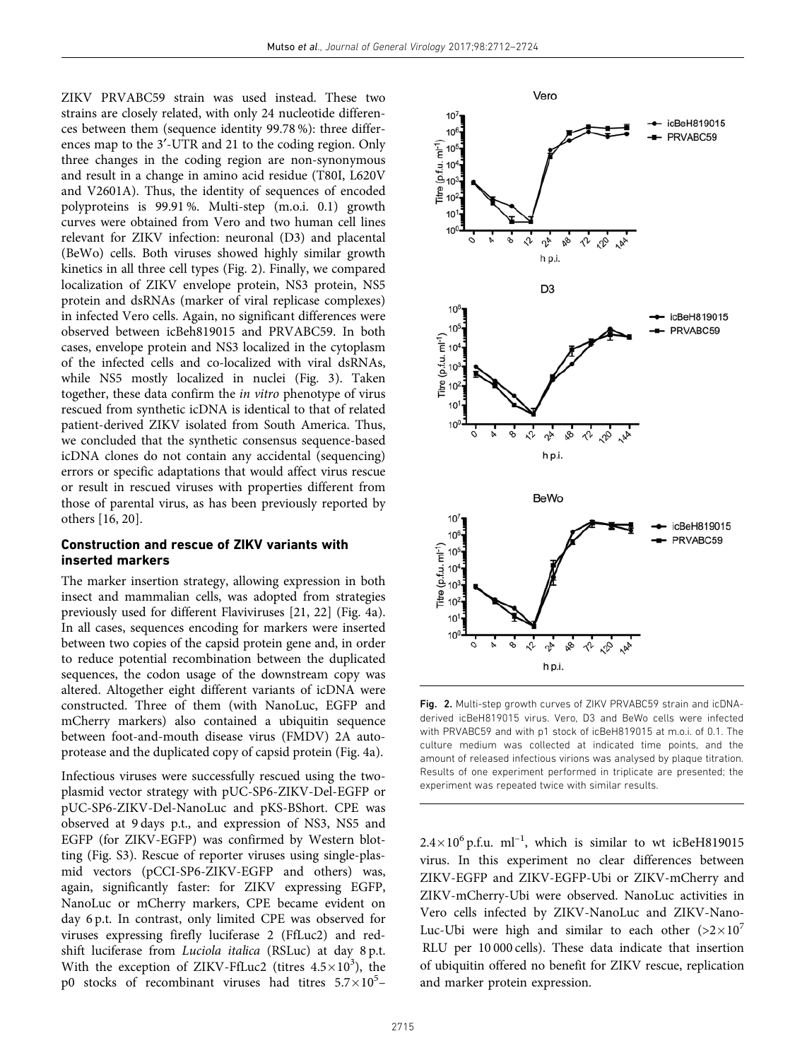ZIKV PRVABC59 strain was used instead. These two strains are closely related, with only 24 nucleotide differences between them (sequence identity 99.78 %): three differences map to the 3′-UTR and 21 to the coding region. Only three changes in the coding region are non-synonymous and result in a change in amino acid residue (T80I, L620V and V2601A). Thus, the identity of sequences of encoded polyproteins is 99.91 %. Multi-step (m.o.i. 0.1) growth curves were obtained from Vero and two human cell lines relevant for ZIKV infection: neuronal (D3) and placental (BeWo) cells. Both viruses showed highly similar growth kinetics in all three cell types (Fig. 2). Finally, we compared localization of ZIKV envelope protein, NS3 protein, NS5 protein and dsRNAs (marker of viral replicase complexes) in infected Vero cells. Again, no significant differences were observed between icBeh819015 and PRVABC59. In both cases, envelope protein and NS3 localized in the cytoplasm of the infected cells and co-localized with viral dsRNAs, while NS5 mostly localized in nuclei (Fig. 3). Taken together, these data confirm the *in vitro* phenotype of virus rescued from synthetic icDNA is identical to that of related patient-derived ZIKV isolated from South America. Thus, we concluded that the synthetic consensus sequence-based icDNA clones do not contain any accidental (sequencing) errors or specific adaptations that would affect virus rescue or result in rescued viruses with properties different from those of parental virus, as has been previously reported by others [16, 20].

### Construction and rescue of ZIKV variants with inserted markers

The marker insertion strategy, allowing expression in both insect and mammalian cells, was adopted from strategies previously used for different Flaviviruses [21, 22] (Fig. 4a). In all cases, sequences encoding for markers were inserted between two copies of the capsid protein gene and, in order to reduce potential recombination between the duplicated sequences, the codon usage of the downstream copy was altered. Altogether eight different variants of icDNA were constructed. Three of them (with NanoLuc, EGFP and mCherry markers) also contained a ubiquitin sequence between foot-and-mouth disease virus (FMDV) 2A autoprotease and the duplicated copy of capsid protein (Fig. 4a).

Infectious viruses were successfully rescued using the two-plasmid vector strategy with pUC-SP6-ZIKV-Del-EGFP or pUC-SP6-ZIKV-Del-NanoLuc and pKS-BShort. CPE was observed at 9 days p.t., and expression of NS3, NS5 and EGFP (for ZIKV-EGFP) was confirmed by Western blotting (Fig. S3). Rescue of reporter viruses using single-plasmid vectors (pCCI-SP6-ZIKV-EGFP and others) was, again, significantly faster: for ZIKV expressing EGFP, NanoLuc or mCherry markers, CPE became evident on day 6 p.t. In contrast, only limited CPE was observed for viruses expressing firefly luciferase 2 (FfLuc2) and red-shift luciferase from *Luciola italica* (RSLuc) at day 8 p.t. With the exception of ZIKV-FfLuc2 (titres $4.5\times10^{3}$), the p0 stocks of recombinant viruses had titres $5.7\times10^{5}$–$2.4\times10^{6}$ p.f.u. ml$^{-1}$, which is similar to wt icBeH819015 virus. In this experiment no clear differences between ZIKV-EGFP and ZIKV-EGFP-Ubi or ZIKV-mCherry and ZIKV-mCherry-Ubi were observed. NanoLuc activities in Vero cells infected by ZIKV-NanoLuc and ZIKV-NanoLuc-Ubi were high and similar to each other ($>2\times10^{7}$ RLU per 10 000 cells). These data indicate that insertion of ubiquitin offered no benefit for ZIKV rescue, replication and marker protein expression.

**Fig. 2.** Multi-step growth curves of ZIKV PRVABC59 strain and icDNA-derived icBeH819015 virus. Vero, D3 and BeWo cells were infected with PRVABC59 and with p1 stock of icBeH819015 at m.o.i. of 0.1. The culture medium was collected at indicated time points, and the amount of released infectious virions was analysed by plaque titration. Results of one experiment performed in triplicate are presented; the experiment was repeated twice with similar results.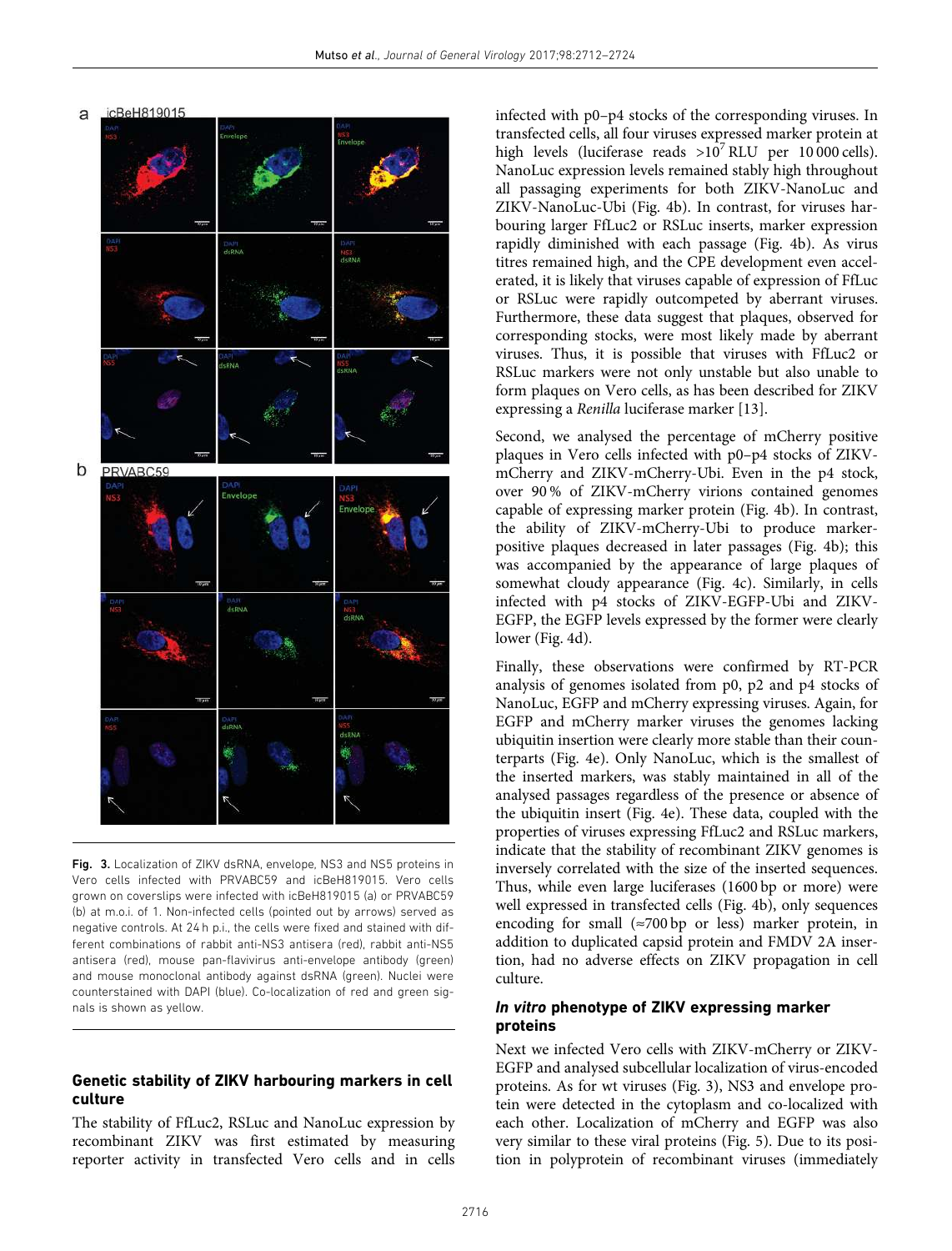**Fig. 3.** Localization of ZIKV dsRNA, envelope, NS3 and NS5 proteins in Vero cells infected with PRVABC59 and icBeH819015. Vero cells grown on coverslips were infected with icBeH819015 (a) or PRVABC59 (b) at m.o.i. of 1. Non-infected cells (pointed out by arrows) served as negative controls. At 24 h p.i., the cells were fixed and stained with different combinations of rabbit anti-NS3 antisera (red), rabbit anti-NS5 antisera (red), mouse pan-flavivirus anti-envelope antibody (green) and mouse monoclonal antibody against dsRNA (green). Nuclei were counterstained with DAPI (blue). Co-localization of red and green signals is shown as yellow.

## Genetic stability of ZIKV harbouring markers in cell culture

The stability of FfLuc2, RSLuc and NanoLuc expression by recombinant ZIKV was first estimated by measuring reporter activity in transfected Vero cells and in cells infected with p0–p4 stocks of the corresponding viruses. In transfected cells, all four viruses expressed marker protein at high levels (luciferase reads $>10^7$ RLU per 10 000 cells). NanoLuc expression levels remained stably high throughout all passaging experiments for both ZIKV-NanoLuc and ZIKV-NanoLuc-Ubi (Fig. 4b). In contrast, for viruses harbouring larger FfLuc2 or RSLuc inserts, marker expression rapidly diminished with each passage (Fig. 4b). As virus titres remained high, and the CPE development even accelerated, it is likely that viruses capable of expression of FfLuc or RSLuc were rapidly outcompeted by aberrant viruses. Furthermore, these data suggest that plaques, observed for corresponding stocks, were most likely made by aberrant viruses. Thus, it is possible that viruses with FfLuc2 or RSLuc markers were not only unstable but also unable to form plaques on Vero cells, as has been described for ZIKV expressing a *Renilla* luciferase marker [13].

Second, we analysed the percentage of mCherry positive plaques in Vero cells infected with p0–p4 stocks of ZIKV-mCherry and ZIKV-mCherry-Ubi. Even in the p4 stock, over 90 % of ZIKV-mCherry virions contained genomes capable of expressing marker protein (Fig. 4b). In contrast, the ability of ZIKV-mCherry-Ubi to produce marker-positive plaques decreased in later passages (Fig. 4b); this was accompanied by the appearance of large plaques of somewhat cloudy appearance (Fig. 4c). Similarly, in cells infected with p4 stocks of ZIKV-EGFP-Ubi and ZIKV-EGFP, the EGFP levels expressed by the former were clearly lower (Fig. 4d).

Finally, these observations were confirmed by RT-PCR analysis of genomes isolated from p0, p2 and p4 stocks of NanoLuc, EGFP and mCherry expressing viruses. Again, for EGFP and mCherry marker viruses the genomes lacking ubiquitin insertion were clearly more stable than their counterparts (Fig. 4e). Only NanoLuc, which is the smallest of the inserted markers, was stably maintained in all of the analysed passages regardless of the presence or absence of the ubiquitin insert (Fig. 4e). These data, coupled with the properties of viruses expressing FfLuc2 and RSLuc markers, indicate that the stability of recombinant ZIKV genomes is inversely correlated with the size of the inserted sequences. Thus, while even large luciferases (1600 bp or more) were well expressed in transfected cells (Fig. 4b), only sequences encoding for small (≈700 bp or less) marker protein, in addition to duplicated capsid protein and FMDV 2A insertion, had no adverse effects on ZIKV propagation in cell culture.

## *In vitro* phenotype of ZIKV expressing marker proteins

Next we infected Vero cells with ZIKV-mCherry or ZIKV-EGFP and analysed subcellular localization of virus-encoded proteins. As for wt viruses (Fig. 3), NS3 and envelope protein were detected in the cytoplasm and co-localized with each other. Localization of mCherry and EGFP was also very similar to these viral proteins (Fig. 5). Due to its position in polyprotein of recombinant viruses (immediately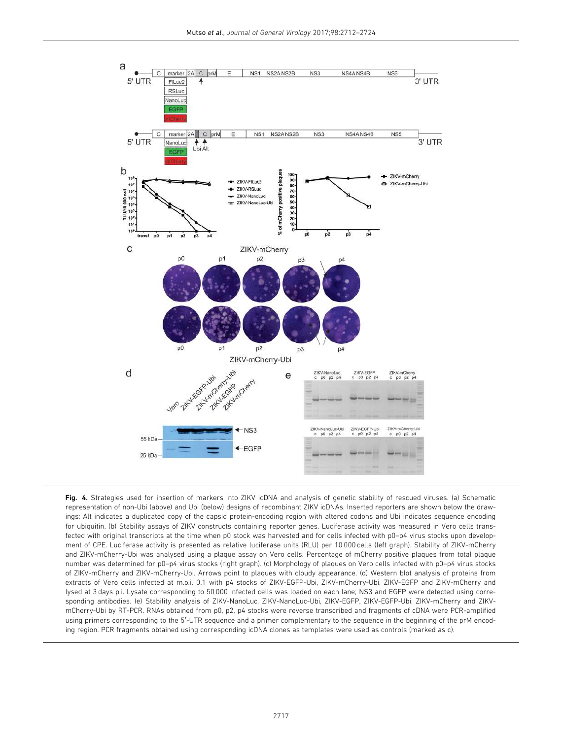**Fig. 4.** Strategies used for insertion of markers into ZIKV icDNA and analysis of genetic stability of rescued viruses. (a) Schematic representation of non-Ubi (above) and Ubi (below) designs of recombinant ZIKV icDNAs. Inserted reporters are shown below the drawings; Alt indicates a duplicated copy of the capsid protein-encoding region with altered codons and Ubi indicates sequence encoding for ubiquitin. (b) Stability assays of ZIKV constructs containing reporter genes. Luciferase activity was measured in Vero cells transfected with original transcripts at the time when p0 stock was harvested and for cells infected with p0–p4 virus stocks upon development of CPE. Luciferase activity is presented as relative luciferase units (RLU) per 10 000 cells (left graph). Stability of ZIKV-mCherry and ZIKV-mCherry-Ubi was analysed using a plaque assay on Vero cells. Percentage of mCherry positive plaques from total plaque number was determined for p0–p4 virus stocks (right graph). (c) Morphology of plaques on Vero cells infected with p0–p4 virus stocks of ZIKV-mCherry and ZIKV-mCherry-Ubi. Arrows point to plaques with cloudy appearance. (d) Western blot analysis of proteins from extracts of Vero cells infected at m.o.i. 0.1 with p4 stocks of ZIKV-EGFP-Ubi, ZIKV-mCherry-Ubi, ZIKV-EGFP and ZIKV-mCherry and lysed at 3 days p.i. Lysate corresponding to 50 000 infected cells was loaded on each lane; NS3 and EGFP were detected using corresponding antibodies. (e) Stability analysis of ZIKV-NanoLuc, ZIKV-NanoLuc-Ubi, ZIKV-EGFP, ZIKV-EGFP-Ubi, ZIKV-mCherry and ZIKV-mCherry-Ubi by RT-PCR. RNAs obtained from p0, p2, p4 stocks were reverse transcribed and fragments of cDNA were PCR-amplified using primers corresponding to the 5′-UTR sequence and a primer complementary to the sequence in the beginning of the prM encoding region. PCR fragments obtained using corresponding icDNA clones as templates were used as controls (marked as c).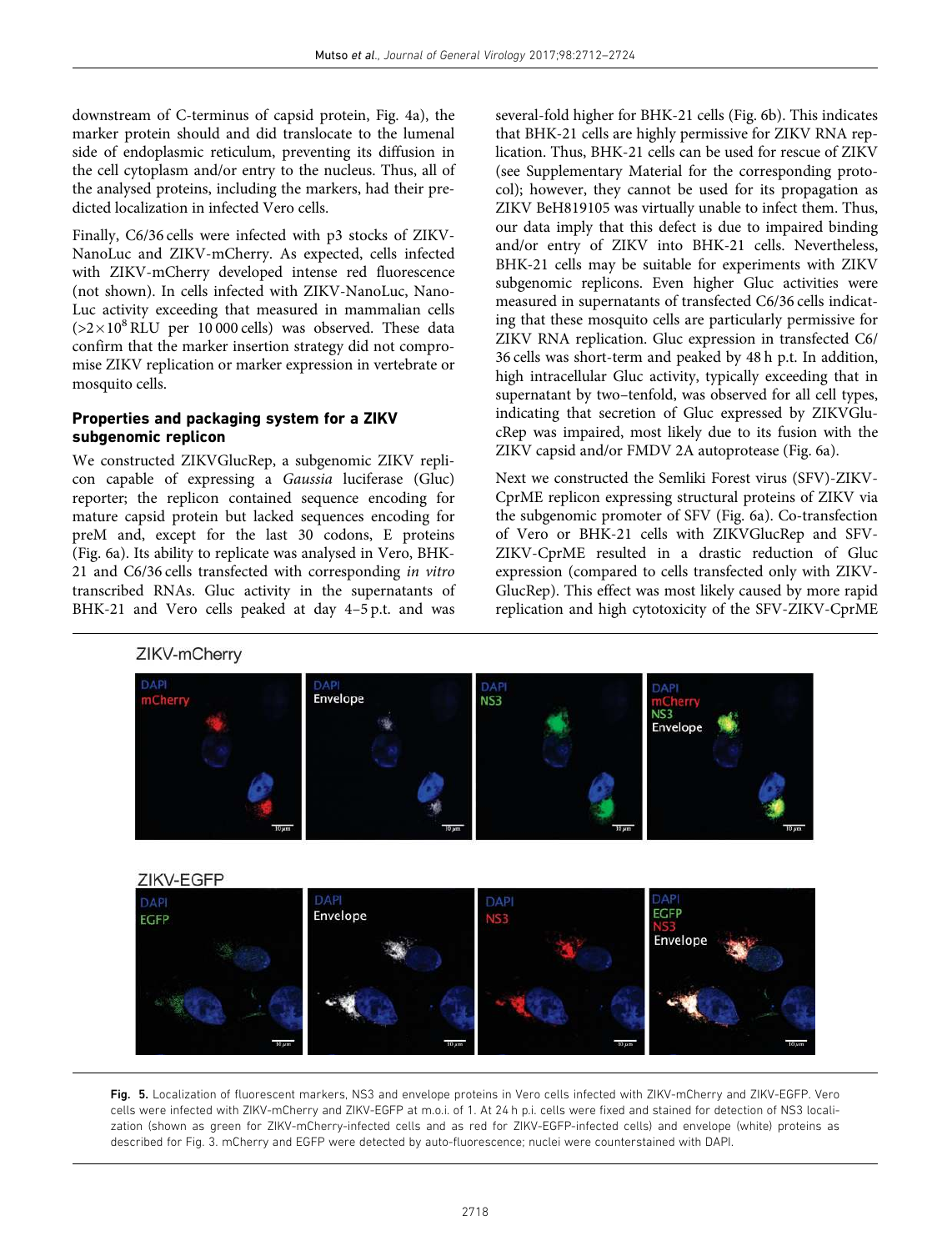downstream of C-terminus of capsid protein, Fig. 4a), the marker protein should and did translocate to the lumenal side of endoplasmic reticulum, preventing its diffusion in the cell cytoplasm and/or entry to the nucleus. Thus, all of the analysed proteins, including the markers, had their predicted localization in infected Vero cells.

Finally, C6/36 cells were infected with p3 stocks of ZIKV-NanoLuc and ZIKV-mCherry. As expected, cells infected with ZIKV-mCherry developed intense red fluorescence (not shown). In cells infected with ZIKV-NanoLuc, NanoLuc activity exceeding that measured in mammalian cells ($>2\times10^8$ RLU per 10 000 cells) was observed. These data confirm that the marker insertion strategy did not compromise ZIKV replication or marker expression in vertebrate or mosquito cells.

### Properties and packaging system for a ZIKV subgenomic replicon

We constructed ZIKVGlucRep, a subgenomic ZIKV replicon capable of expressing a *Gaussia* luciferase (Gluc) reporter; the replicon contained sequence encoding for mature capsid protein but lacked sequences encoding for preM and, except for the last 30 codons, E proteins (Fig. 6a). Its ability to replicate was analysed in Vero, BHK-21 and C6/36 cells transfected with corresponding *in vitro* transcribed RNAs. Gluc activity in the supernatants of BHK-21 and Vero cells peaked at day 4–5 p.t. and was several-fold higher for BHK-21 cells (Fig. 6b). This indicates that BHK-21 cells are highly permissive for ZIKV RNA replication. Thus, BHK-21 cells can be used for rescue of ZIKV (see Supplementary Material for the corresponding protocol); however, they cannot be used for its propagation as ZIKV BeH819105 was virtually unable to infect them. Thus, our data imply that this defect is due to impaired binding and/or entry of ZIKV into BHK-21 cells. Nevertheless, BHK-21 cells may be suitable for experiments with ZIKV subgenomic replicons. Even higher Gluc activities were measured in supernatants of transfected C6/36 cells indicating that these mosquito cells are particularly permissive for ZIKV RNA replication. Gluc expression in transfected C6/36 cells was short-term and peaked by 48 h p.t. In addition, high intracellular Gluc activity, typically exceeding that in supernatant by two–tenfold, was observed for all cell types, indicating that secretion of Gluc expressed by ZIKVGlucRep was impaired, most likely due to its fusion with the ZIKV capsid and/or FMDV 2A autoprotease (Fig. 6a).

Next we constructed the Semliki Forest virus (SFV)-ZIKV-CprME replicon expressing structural proteins of ZIKV via the subgenomic promoter of SFV (Fig. 6a). Co-transfection of Vero or BHK-21 cells with ZIKVGlucRep and SFV-ZIKV-CprME resulted in a drastic reduction of Gluc expression (compared to cells transfected only with ZIKV-GlucRep). This effect was most likely caused by more rapid replication and high cytotoxicity of the SFV-ZIKV-CprME

**Fig. 5.** Localization of fluorescent markers, NS3 and envelope proteins in Vero cells infected with ZIKV-mCherry and ZIKV-EGFP. Vero cells were infected with ZIKV-mCherry and ZIKV-EGFP at m.o.i. of 1. At 24 h p.i. cells were fixed and stained for detection of NS3 localization (shown as green for ZIKV-mCherry-infected cells and as red for ZIKV-EGFP-infected cells) and envelope (white) proteins as described for Fig. 3. mCherry and EGFP were detected by auto-fluorescence; nuclei were counterstained with DAPI.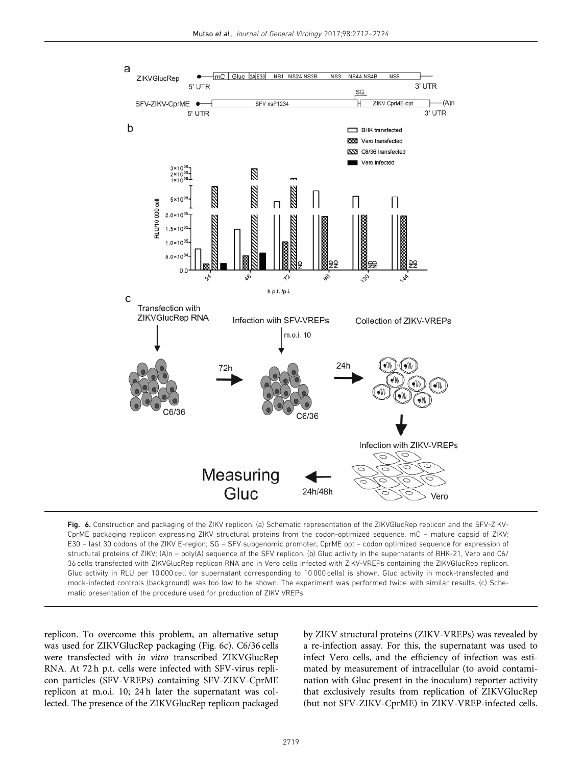**Fig. 6.** Construction and packaging of the ZIKV replicon. (a) Schematic representation of the ZIKVGlucRep replicon and the SFV-ZIKV-CprME packaging replicon expressing ZIKV structural proteins from the codon-optimized sequence. mC – mature capsid of ZIKV; E30 – last 30 codons of the ZIKV E-region; SG – SFV subgenomic promoter; CprME opt – codon optimized sequence for expression of structural proteins of ZIKV; (A)n – poly(A) sequence of the SFV replicon. (b) Gluc activity in the supernatants of BHK-21, Vero and C6/36 cells transfected with ZIKVGlucRep replicon RNA and in Vero cells infected with ZIKV-VREPs containing the ZIKVGlucRep replicon. Gluc activity in RLU per 10 000 cell (or supernatant corresponding to 10 000 cells) is shown. Gluc activity in mock-transfected and mock-infected controls (background) was too low to be shown. The experiment was performed twice with similar results. (c) Schematic presentation of the procedure used for production of ZIKV VREPs.

replicon. To overcome this problem, an alternative setup was used for ZIKVGlucRep packaging (Fig. 6c). C6/36 cells were transfected with *in vitro* transcribed ZIKVGlucRep RNA. At 72 h p.t. cells were infected with SFV-virus replicon particles (SFV-VREPs) containing SFV-ZIKV-CprME replicon at m.o.i. 10; 24 h later the supernatant was collected. The presence of the ZIKVGlucRep replicon packaged by ZIKV structural proteins (ZIKV-VREPs) was revealed by a re-infection assay. For this, the supernatant was used to infect Vero cells, and the efficiency of infection was estimated by measurement of intracellular (to avoid contamination with Gluc present in the inoculum) reporter activity that exclusively results from replication of ZIKVGlucRep (but not SFV-ZIKV-CprME) in ZIKV-VREP-infected cells.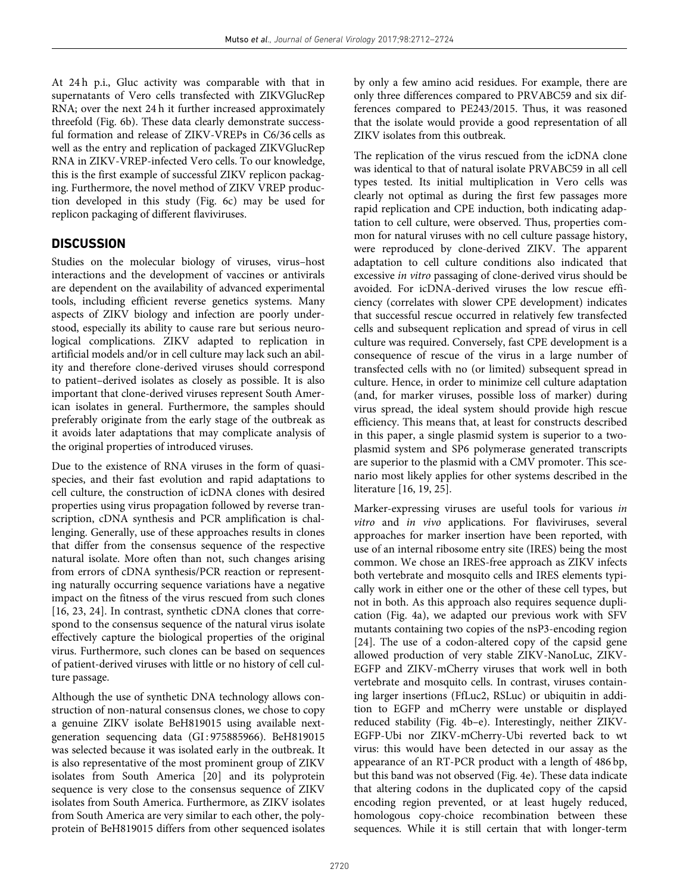At 24 h p.i., Gluc activity was comparable with that in supernatants of Vero cells transfected with ZIKVGlucRep RNA; over the next 24 h it further increased approximately threefold (Fig. 6b). These data clearly demonstrate successful formation and release of ZIKV-VREPs in C6/36 cells as well as the entry and replication of packaged ZIKVGlucRep RNA in ZIKV-VREP-infected Vero cells. To our knowledge, this is the first example of successful ZIKV replicon packaging. Furthermore, the novel method of ZIKV VREP production developed in this study (Fig. 6c) may be used for replicon packaging of different flaviviruses.

## DISCUSSION

Studies on the molecular biology of viruses, virus–host interactions and the development of vaccines or antivirals are dependent on the availability of advanced experimental tools, including efficient reverse genetics systems. Many aspects of ZIKV biology and infection are poorly understood, especially its ability to cause rare but serious neurological complications. ZIKV adapted to replication in artificial models and/or in cell culture may lack such an ability and therefore clone-derived viruses should correspond to patient–derived isolates as closely as possible. It is also important that clone-derived viruses represent South American isolates in general. Furthermore, the samples should preferably originate from the early stage of the outbreak as it avoids later adaptations that may complicate analysis of the original properties of introduced viruses.

Due to the existence of RNA viruses in the form of quasispecies, and their fast evolution and rapid adaptations to cell culture, the construction of icDNA clones with desired properties using virus propagation followed by reverse transcription, cDNA synthesis and PCR amplification is challenging. Generally, use of these approaches results in clones that differ from the consensus sequence of the respective natural isolate. More often than not, such changes arising from errors of cDNA synthesis/PCR reaction or representing naturally occurring sequence variations have a negative impact on the fitness of the virus rescued from such clones [16, 23, 24]. In contrast, synthetic cDNA clones that correspond to the consensus sequence of the natural virus isolate effectively capture the biological properties of the original virus. Furthermore, such clones can be based on sequences of patient-derived viruses with little or no history of cell culture passage.

Although the use of synthetic DNA technology allows construction of non-natural consensus clones, we chose to copy a genuine ZIKV isolate BeH819015 using available next-generation sequencing data (GI : 975885966). BeH819015 was selected because it was isolated early in the outbreak. It is also representative of the most prominent group of ZIKV isolates from South America [20] and its polyprotein sequence is very close to the consensus sequence of ZIKV isolates from South America. Furthermore, as ZIKV isolates from South America are very similar to each other, the polyprotein of BeH819015 differs from other sequenced isolates by only a few amino acid residues. For example, there are only three differences compared to PRVABC59 and six differences compared to PE243/2015. Thus, it was reasoned that the isolate would provide a good representation of all ZIKV isolates from this outbreak.

The replication of the virus rescued from the icDNA clone was identical to that of natural isolate PRVABC59 in all cell types tested. Its initial multiplication in Vero cells was clearly not optimal as during the first few passages more rapid replication and CPE induction, both indicating adaptation to cell culture, were observed. Thus, properties common for natural viruses with no cell culture passage history, were reproduced by clone-derived ZIKV. The apparent adaptation to cell culture conditions also indicated that excessive *in vitro* passaging of clone-derived virus should be avoided. For icDNA-derived viruses the low rescue efficiency (correlates with slower CPE development) indicates that successful rescue occurred in relatively few transfected cells and subsequent replication and spread of virus in cell culture was required. Conversely, fast CPE development is a consequence of rescue of the virus in a large number of transfected cells with no (or limited) subsequent spread in culture. Hence, in order to minimize cell culture adaptation (and, for marker viruses, possible loss of marker) during virus spread, the ideal system should provide high rescue efficiency. This means that, at least for constructs described in this paper, a single plasmid system is superior to a two-plasmid system and SP6 polymerase generated transcripts are superior to the plasmid with a CMV promoter. This scenario most likely applies for other systems described in the literature [16, 19, 25].

Marker-expressing viruses are useful tools for various *in vitro* and *in vivo* applications. For flaviviruses, several approaches for marker insertion have been reported, with use of an internal ribosome entry site (IRES) being the most common. We chose an IRES-free approach as ZIKV infects both vertebrate and mosquito cells and IRES elements typically work in either one or the other of these cell types, but not in both. As this approach also requires sequence duplication (Fig. 4a), we adapted our previous work with SFV mutants containing two copies of the nsP3-encoding region [24]. The use of a codon-altered copy of the capsid gene allowed production of very stable ZIKV-NanoLuc, ZIKV-EGFP and ZIKV-mCherry viruses that work well in both vertebrate and mosquito cells. In contrast, viruses containing larger insertions (FfLuc2, RSLuc) or ubiquitin in addition to EGFP and mCherry were unstable or displayed reduced stability (Fig. 4b–e). Interestingly, neither ZIKV-EGFP-Ubi nor ZIKV-mCherry-Ubi reverted back to wt virus: this would have been detected in our assay as the appearance of an RT-PCR product with a length of 486 bp, but this band was not observed (Fig. 4e). These data indicate that altering codons in the duplicated copy of the capsid encoding region prevented, or at least hugely reduced, homologous copy-choice recombination between these sequences. While it is still certain that with longer-term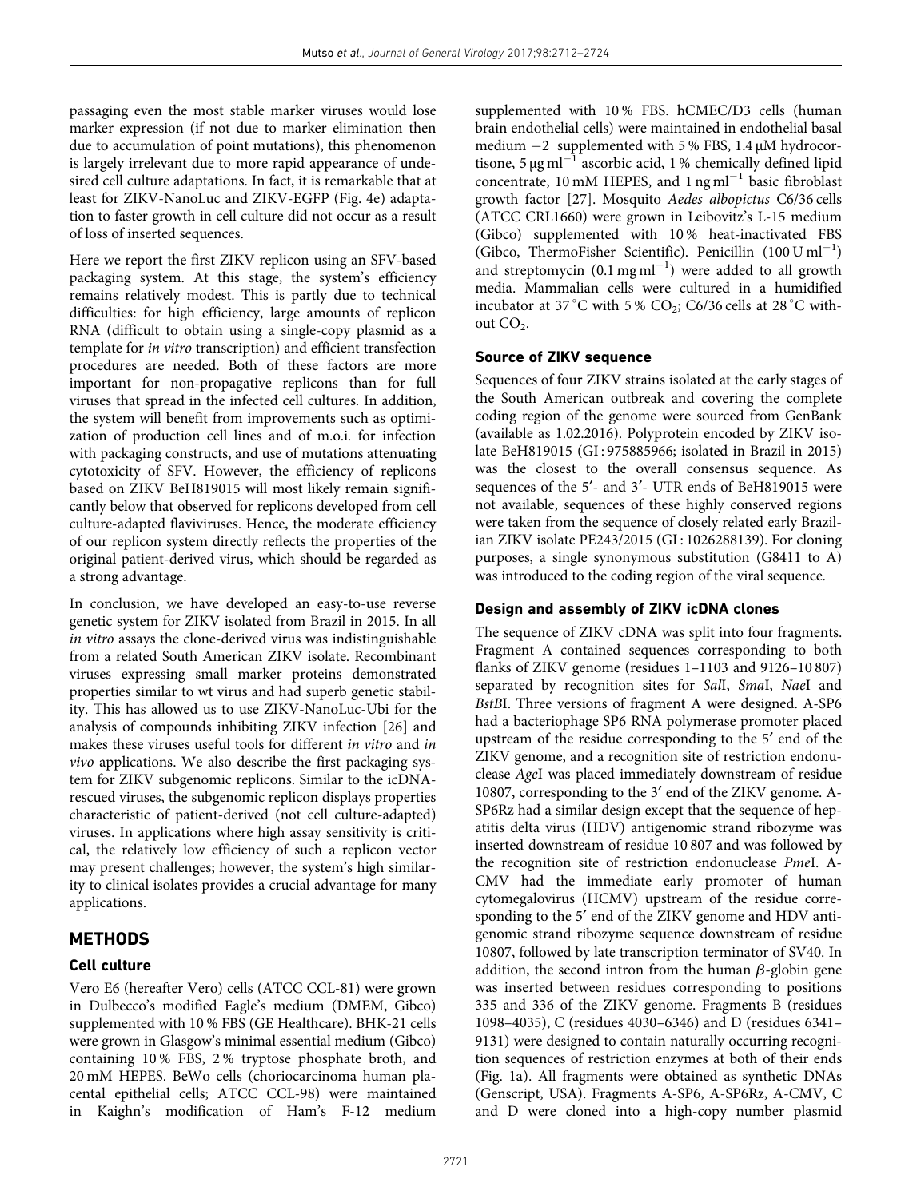passaging even the most stable marker viruses would lose marker expression (if not due to marker elimination then due to accumulation of point mutations), this phenomenon is largely irrelevant due to more rapid appearance of undesired cell culture adaptations. In fact, it is remarkable that at least for ZIKV-NanoLuc and ZIKV-EGFP (Fig. 4e) adaptation to faster growth in cell culture did not occur as a result of loss of inserted sequences.

Here we report the first ZIKV replicon using an SFV-based packaging system. At this stage, the system's efficiency remains relatively modest. This is partly due to technical difficulties: for high efficiency, large amounts of replicon RNA (difficult to obtain using a single-copy plasmid as a template for *in vitro* transcription) and efficient transfection procedures are needed. Both of these factors are more important for non-propagative replicons than for full viruses that spread in the infected cell cultures. In addition, the system will benefit from improvements such as optimization of production cell lines and of m.o.i. for infection with packaging constructs, and use of mutations attenuating cytotoxicity of SFV. However, the efficiency of replicons based on ZIKV BeH819015 will most likely remain significantly below that observed for replicons developed from cell culture-adapted flaviviruses. Hence, the moderate efficiency of our replicon system directly reflects the properties of the original patient-derived virus, which should be regarded as a strong advantage.

In conclusion, we have developed an easy-to-use reverse genetic system for ZIKV isolated from Brazil in 2015. In all *in vitro* assays the clone-derived virus was indistinguishable from a related South American ZIKV isolate. Recombinant viruses expressing small marker proteins demonstrated properties similar to wt virus and had superb genetic stability. This has allowed us to use ZIKV-NanoLuc-Ubi for the analysis of compounds inhibiting ZIKV infection [26] and makes these viruses useful tools for different *in vitro* and *in vivo* applications. We also describe the first packaging system for ZIKV subgenomic replicons. Similar to the icDNA-rescued viruses, the subgenomic replicon displays properties characteristic of patient-derived (not cell culture-adapted) viruses. In applications where high assay sensitivity is critical, the relatively low efficiency of such a replicon vector may present challenges; however, the system's high similarity to clinical isolates provides a crucial advantage for many applications.

## METHODS

### Cell culture

Vero E6 (hereafter Vero) cells (ATCC CCL-81) were grown in Dulbecco's modified Eagle's medium (DMEM, Gibco) supplemented with 10 % FBS (GE Healthcare). BHK-21 cells were grown in Glasgow's minimal essential medium (Gibco) containing 10 % FBS, 2 % tryptose phosphate broth, and 20 mM HEPES. BeWo cells (choriocarcinoma human placental epithelial cells; ATCC CCL-98) were maintained in Kaighn's modification of Ham's F-12 medium supplemented with 10 % FBS. hCMEC/D3 cells (human brain endothelial cells) were maintained in endothelial basal medium −2 supplemented with 5 % FBS, 1.4 µM hydrocortisone, 5 µg ml$^{-1}$ ascorbic acid, 1 % chemically defined lipid concentrate, 10 mM HEPES, and 1 ng ml$^{-1}$ basic fibroblast growth factor [27]. Mosquito *Aedes albopictus* C6/36 cells (ATCC CRL1660) were grown in Leibovitz's L-15 medium (Gibco) supplemented with 10 % heat-inactivated FBS (Gibco, ThermoFisher Scientific). Penicillin (100 U ml$^{-1}$) and streptomycin (0.1 mg ml$^{-1}$) were added to all growth media. Mammalian cells were cultured in a humidified incubator at 37 °C with 5 % $CO_2$; C6/36 cells at 28 °C without $CO_2$.

### Source of ZIKV sequence

Sequences of four ZIKV strains isolated at the early stages of the South American outbreak and covering the complete coding region of the genome were sourced from GenBank (available as 1.02.2016). Polyprotein encoded by ZIKV isolate BeH819015 (GI : 975885966; isolated in Brazil in 2015) was the closest to the overall consensus sequence. As sequences of the 5′- and 3′- UTR ends of BeH819015 were not available, sequences of these highly conserved regions were taken from the sequence of closely related early Brazilian ZIKV isolate PE243/2015 (GI : 1026288139). For cloning purposes, a single synonymous substitution (G8411 to A) was introduced to the coding region of the viral sequence.

### Design and assembly of ZIKV icDNA clones

The sequence of ZIKV cDNA was split into four fragments. Fragment A contained sequences corresponding to both flanks of ZIKV genome (residues 1–1103 and 9126–10 807) separated by recognition sites for *Sal*I, *Sma*I, *Nae*I and *BstB*I. Three versions of fragment A were designed. A-SP6 had a bacteriophage SP6 RNA polymerase promoter placed upstream of the residue corresponding to the 5′ end of the ZIKV genome, and a recognition site of restriction endonuclease *Age*I was placed immediately downstream of residue 10807, corresponding to the 3′ end of the ZIKV genome. A-SP6Rz had a similar design except that the sequence of hepatitis delta virus (HDV) antigenomic strand ribozyme was inserted downstream of residue 10 807 and was followed by the recognition site of restriction endonuclease *Pme*I. A-CMV had the immediate early promoter of human cytomegalovirus (HCMV) upstream of the residue corresponding to the 5′ end of the ZIKV genome and HDV antigenomic strand ribozyme sequence downstream of residue 10807, followed by late transcription terminator of SV40. In addition, the second intron from the human $\beta$-globin gene was inserted between residues corresponding to positions 335 and 336 of the ZIKV genome. Fragments B (residues 1098–4035), C (residues 4030–6346) and D (residues 6341–9131) were designed to contain naturally occurring recognition sequences of restriction enzymes at both of their ends (Fig. 1a). All fragments were obtained as synthetic DNAs (Genscript, USA). Fragments A-SP6, A-SP6Rz, A-CMV, C and D were cloned into a high-copy number plasmid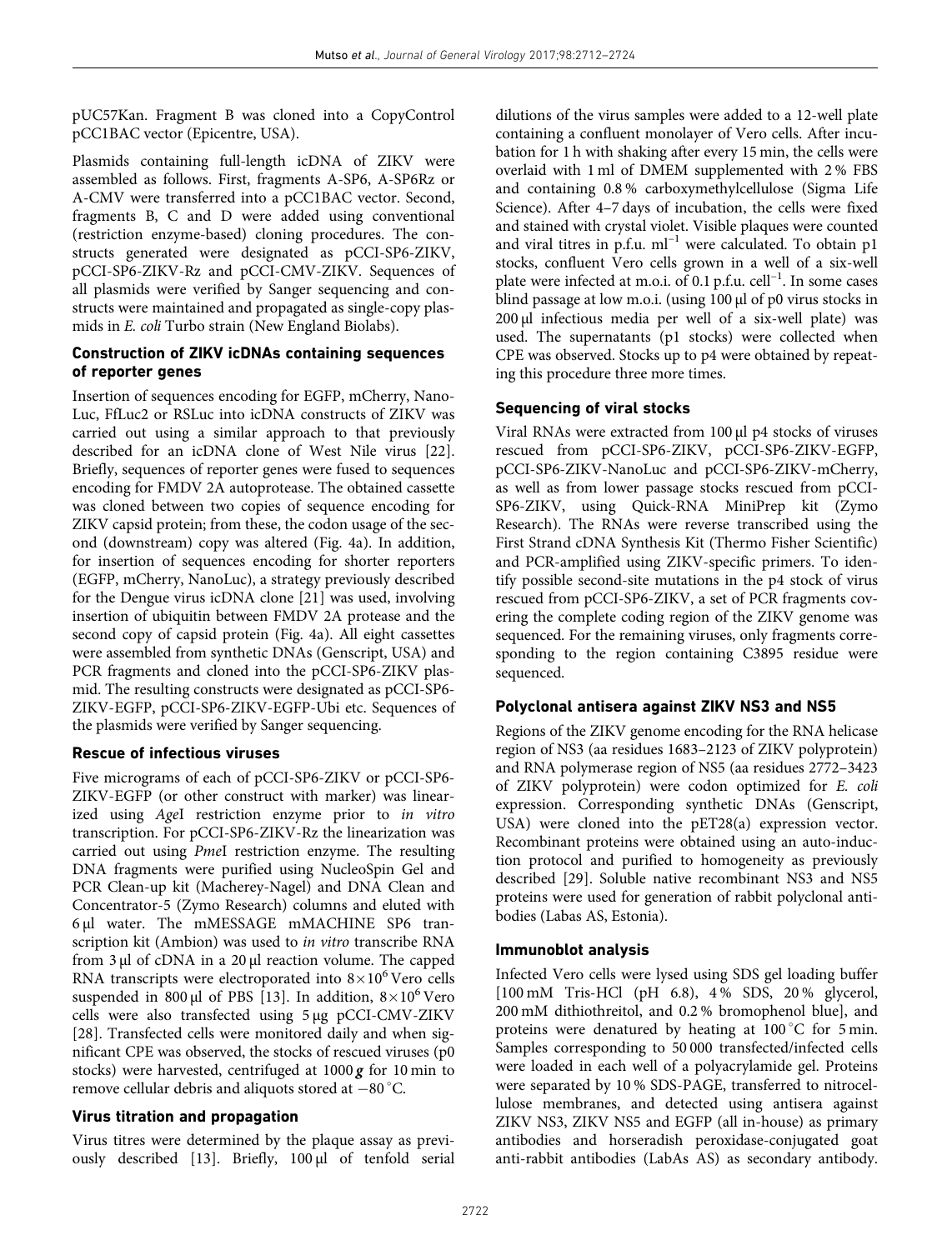pUC57Kan. Fragment B was cloned into a CopyControl pCC1BAC vector (Epicentre, USA).

Plasmids containing full-length icDNA of ZIKV were assembled as follows. First, fragments A-SP6, A-SP6Rz or A-CMV were transferred into a pCC1BAC vector. Second, fragments B, C and D were added using conventional (restriction enzyme-based) cloning procedures. The constructs generated were designated as pCCI-SP6-ZIKV, pCCI-SP6-ZIKV-Rz and pCCI-CMV-ZIKV. Sequences of all plasmids were verified by Sanger sequencing and constructs were maintained and propagated as single-copy plasmids in *E. coli* Turbo strain (New England Biolabs).

### Construction of ZIKV icDNAs containing sequences of reporter genes

Insertion of sequences encoding for EGFP, mCherry, NanoLuc, FfLuc2 or RSLuc into icDNA constructs of ZIKV was carried out using a similar approach to that previously described for an icDNA clone of West Nile virus [22]. Briefly, sequences of reporter genes were fused to sequences encoding for FMDV 2A autoprotease. The obtained cassette was cloned between two copies of sequence encoding for ZIKV capsid protein; from these, the codon usage of the second (downstream) copy was altered (Fig. 4a). In addition, for insertion of sequences encoding for shorter reporters (EGFP, mCherry, NanoLuc), a strategy previously described for the Dengue virus icDNA clone [21] was used, involving insertion of ubiquitin between FMDV 2A protease and the second copy of capsid protein (Fig. 4a). All eight cassettes were assembled from synthetic DNAs (Genscript, USA) and PCR fragments and cloned into the pCCI-SP6-ZIKV plasmid. The resulting constructs were designated as pCCI-SP6-ZIKV-EGFP, pCCI-SP6-ZIKV-EGFP-Ubi etc. Sequences of the plasmids were verified by Sanger sequencing.

### Rescue of infectious viruses

Five micrograms of each of pCCI-SP6-ZIKV or pCCI-SP6-ZIKV-EGFP (or other construct with marker) was linearized using *Age*I restriction enzyme prior to *in vitro* transcription. For pCCI-SP6-ZIKV-Rz the linearization was carried out using *Pme*I restriction enzyme. The resulting DNA fragments were purified using NucleoSpin Gel and PCR Clean-up kit (Macherey-Nagel) and DNA Clean and Concentrator-5 (Zymo Research) columns and eluted with 6 µl water. The mMESSAGE mMACHINE SP6 transcription kit (Ambion) was used to *in vitro* transcribe RNA from 3 µl of cDNA in a 20 µl reaction volume. The capped RNA transcripts were electroporated into $8\times10^6$ Vero cells suspended in 800 µl of PBS [13]. In addition, $8\times10^6$ Vero cells were also transfected using 5 µg pCCI-CMV-ZIKV [28]. Transfected cells were monitored daily and when significant CPE was observed, the stocks of rescued viruses (p0 stocks) were harvested, centrifuged at 1000 ***g*** for 10 min to remove cellular debris and aliquots stored at −80 °C.

### Virus titration and propagation

Virus titres were determined by the plaque assay as previously described [13]. Briefly, 100 µl of tenfold serial dilutions of the virus samples were added to a 12-well plate containing a confluent monolayer of Vero cells. After incubation for 1 h with shaking after every 15 min, the cells were overlaid with 1 ml of DMEM supplemented with 2 % FBS and containing 0.8 % carboxymethylcellulose (Sigma Life Science). After 4–7 days of incubation, the cells were fixed and stained with crystal violet. Visible plaques were counted and viral titres in p.f.u. $ml^{-1}$ were calculated. To obtain p1 stocks, confluent Vero cells grown in a well of a six-well plate were infected at m.o.i. of 0.1 p.f.u. $cell^{-1}$. In some cases blind passage at low m.o.i. (using 100 µl of p0 virus stocks in 200 µl infectious media per well of a six-well plate) was used. The supernatants (p1 stocks) were collected when CPE was observed. Stocks up to p4 were obtained by repeating this procedure three more times.

### Sequencing of viral stocks

Viral RNAs were extracted from 100 µl p4 stocks of viruses rescued from pCCI-SP6-ZIKV, pCCI-SP6-ZIKV-EGFP, pCCI-SP6-ZIKV-NanoLuc and pCCI-SP6-ZIKV-mCherry, as well as from lower passage stocks rescued from pCCI-SP6-ZIKV, using Quick-RNA MiniPrep kit (Zymo Research). The RNAs were reverse transcribed using the First Strand cDNA Synthesis Kit (Thermo Fisher Scientific) and PCR-amplified using ZIKV-specific primers. To identify possible second-site mutations in the p4 stock of virus rescued from pCCI-SP6-ZIKV, a set of PCR fragments covering the complete coding region of the ZIKV genome was sequenced. For the remaining viruses, only fragments corresponding to the region containing C3895 residue were sequenced.

### Polyclonal antisera against ZIKV NS3 and NS5

Regions of the ZIKV genome encoding for the RNA helicase region of NS3 (aa residues 1683–2123 of ZIKV polyprotein) and RNA polymerase region of NS5 (aa residues 2772–3423 of ZIKV polyprotein) were codon optimized for *E. coli* expression. Corresponding synthetic DNAs (Genscript, USA) were cloned into the pET28(a) expression vector. Recombinant proteins were obtained using an auto-induction protocol and purified to homogeneity as previously described [29]. Soluble native recombinant NS3 and NS5 proteins were used for generation of rabbit polyclonal antibodies (Labas AS, Estonia).

### Immunoblot analysis

Infected Vero cells were lysed using SDS gel loading buffer [100 mM Tris-HCl (pH 6.8), 4 % SDS, 20 % glycerol, 200 mM dithiothreitol, and 0.2 % bromophenol blue], and proteins were denatured by heating at 100 °C for 5 min. Samples corresponding to 50 000 transfected/infected cells were loaded in each well of a polyacrylamide gel. Proteins were separated by 10 % SDS-PAGE, transferred to nitrocellulose membranes, and detected using antisera against ZIKV NS3, ZIKV NS5 and EGFP (all in-house) as primary antibodies and horseradish peroxidase-conjugated goat anti-rabbit antibodies (LabAs AS) as secondary antibody.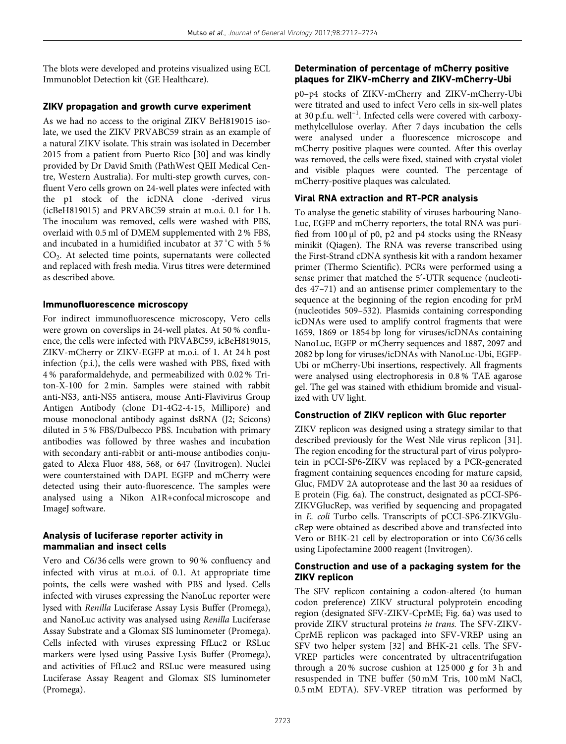The blots were developed and proteins visualized using ECL Immunoblot Detection kit (GE Healthcare).

### ZIKV propagation and growth curve experiment

As we had no access to the original ZIKV BeH819015 isolate, we used the ZIKV PRVABC59 strain as an example of a natural ZIKV isolate. This strain was isolated in December 2015 from a patient from Puerto Rico [30] and was kindly provided by Dr David Smith (PathWest QEII Medical Centre, Western Australia). For multi-step growth curves, confluent Vero cells grown on 24-well plates were infected with the p1 stock of the icDNA clone -derived virus (icBeH819015) and PRVABC59 strain at m.o.i. 0.1 for 1 h. The inoculum was removed, cells were washed with PBS, overlaid with 0.5 ml of DMEM supplemented with 2 % FBS, and incubated in a humidified incubator at 37 °C with 5 % $CO_2$. At selected time points, supernatants were collected and replaced with fresh media. Virus titres were determined as described above.

### Immunofluorescence microscopy

For indirect immunofluorescence microscopy, Vero cells were grown on coverslips in 24-well plates. At 50 % confluence, the cells were infected with PRVABC59, icBeH819015, ZIKV-mCherry or ZIKV-EGFP at m.o.i. of 1. At 24 h post infection (p.i.), the cells were washed with PBS, fixed with 4 % paraformaldehyde, and permeabilized with 0.02 % Triton-X-100 for 2 min. Samples were stained with rabbit anti-NS3, anti-NS5 antisera, mouse Anti-Flavivirus Group Antigen Antibody (clone D1-4G2-4-15, Millipore) and mouse monoclonal antibody against dsRNA (J2; Scicons) diluted in 5 % FBS/Dulbecco PBS. Incubation with primary antibodies was followed by three washes and incubation with secondary anti-rabbit or anti-mouse antibodies conjugated to Alexa Fluor 488, 568, or 647 (Invitrogen). Nuclei were counterstained with DAPI. EGFP and mCherry were detected using their auto-fluorescence. The samples were analysed using a Nikon A1R+confocal microscope and ImageJ software.

### Analysis of luciferase reporter activity in mammalian and insect cells

Vero and C6/36 cells were grown to 90 % confluency and infected with virus at m.o.i. of 0.1. At appropriate time points, the cells were washed with PBS and lysed. Cells infected with viruses expressing the NanoLuc reporter were lysed with *Renilla* Luciferase Assay Lysis Buffer (Promega), and NanoLuc activity was analysed using *Renilla* Luciferase Assay Substrate and a Glomax SIS luminometer (Promega). Cells infected with viruses expressing FfLuc2 or RSLuc markers were lysed using Passive Lysis Buffer (Promega), and activities of FfLuc2 and RSLuc were measured using Luciferase Assay Reagent and Glomax SIS luminometer (Promega).

### Determination of percentage of mCherry positive plaques for ZIKV-mCherry and ZIKV-mCherry-Ubi

p0–p4 stocks of ZIKV-mCherry and ZIKV-mCherry-Ubi were titrated and used to infect Vero cells in six-well plates at 30 p.f.u. well$^{-1}$. Infected cells were covered with carboxymethylcellulose overlay. After 7 days incubation the cells were analysed under a fluorescence microscope and mCherry positive plaques were counted. After this overlay was removed, the cells were fixed, stained with crystal violet and visible plaques were counted. The percentage of mCherry-positive plaques was calculated.

### Viral RNA extraction and RT-PCR analysis

To analyse the genetic stability of viruses harbouring NanoLuc, EGFP and mCherry reporters, the total RNA was purified from 100 µl of p0, p2 and p4 stocks using the RNeasy minikit (Qiagen). The RNA was reverse transcribed using the First-Strand cDNA synthesis kit with a random hexamer primer (Thermo Scientific). PCRs were performed using a sense primer that matched the 5′-UTR sequence (nucleotides 47–71) and an antisense primer complementary to the sequence at the beginning of the region encoding for prM (nucleotides 509–532). Plasmids containing corresponding icDNAs were used to amplify control fragments that were 1659, 1869 or 1854 bp long for viruses/icDNAs containing NanoLuc, EGFP or mCherry sequences and 1887, 2097 and 2082 bp long for viruses/icDNAs with NanoLuc-Ubi, EGFP-Ubi or mCherry-Ubi insertions, respectively. All fragments were analysed using electrophoresis in 0.8 % TAE agarose gel. The gel was stained with ethidium bromide and visualized with UV light.

### Construction of ZIKV replicon with Gluc reporter

ZIKV replicon was designed using a strategy similar to that described previously for the West Nile virus replicon [31]. The region encoding for the structural part of virus polyprotein in pCCI-SP6-ZIKV was replaced by a PCR-generated fragment containing sequences encoding for mature capsid, Gluc, FMDV 2A autoprotease and the last 30 aa residues of E protein (Fig. 6a). The construct, designated as pCCI-SP6-ZIKVGlucRep, was verified by sequencing and propagated in *E. coli* Turbo cells. Transcripts of pCCI-SP6-ZIKVGlucRep were obtained as described above and transfected into Vero or BHK-21 cell by electroporation or into C6/36 cells using Lipofectamine 2000 reagent (Invitrogen).

### Construction and use of a packaging system for the ZIKV replicon

The SFV replicon containing a codon-altered (to human codon preference) ZIKV structural polyprotein encoding region (designated SFV-ZIKV-CprME; Fig. 6a) was used to provide ZIKV structural proteins *in trans*. The SFV-ZIKV-CprME replicon was packaged into SFV-VREP using an SFV two helper system [32] and BHK-21 cells. The SFV-VREP particles were concentrated by ultracentrifugation through a 20 % sucrose cushion at 125 000 ***g*** for 3 h and resuspended in TNE buffer (50 mM Tris, 100 mM NaCl, 0.5 mM EDTA). SFV-VREP titration was performed by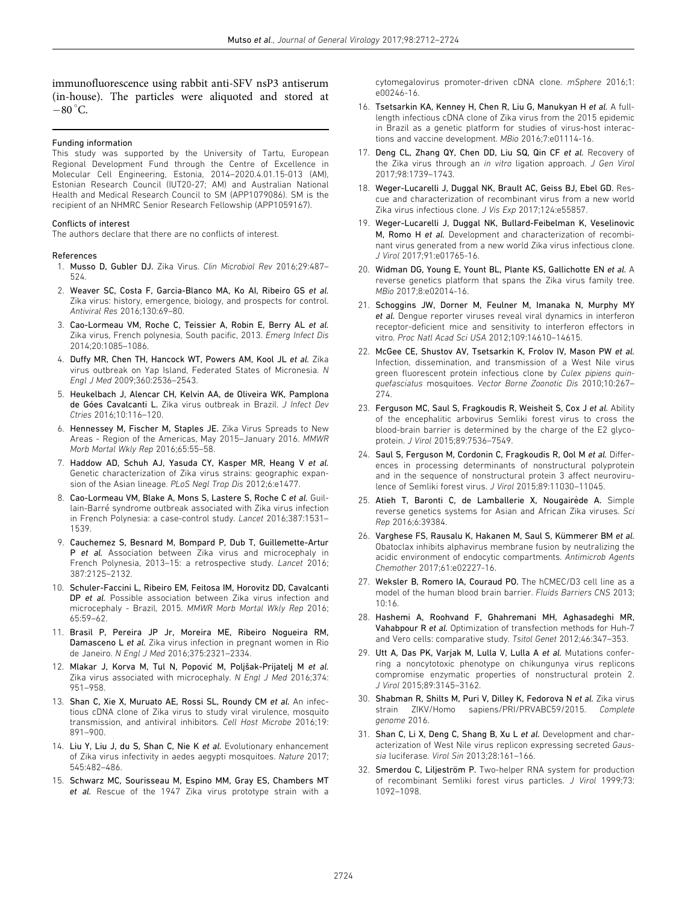immunofluorescence using rabbit anti-SFV nsP3 antiserum (in-house). The particles were aliquoted and stored at −80 °C.

#### Funding information

This study was supported by the University of Tartu, European Regional Development Fund through the Centre of Excellence in Molecular Cell Engineering, Estonia, 2014–2020.4.01.15-013 (AM), Estonian Research Council (IUT20-27; AM) and Australian National Health and Medical Research Council to SM (APP1079086). SM is the recipient of an NHMRC Senior Research Fellowship (APP1059167).

#### Conflicts of interest

The authors declare that there are no conflicts of interest.

#### References

1. **Musso D, Gubler DJ.** Zika Virus. *Clin Microbiol Rev* 2016;29:487–524.
2. **Weaver SC, Costa F, Garcia-Blanco MA, Ko AI, Ribeiro GS *et al.*** Zika virus: history, emergence, biology, and prospects for control. *Antiviral Res* 2016;130:69–80.
3. **Cao-Lormeau VM, Roche C, Teissier A, Robin E, Berry AL *et al.*** Zika virus, French polynesia, South pacific, 2013. *Emerg Infect Dis* 2014;20:1085–1086.
4. **Duffy MR, Chen TH, Hancock WT, Powers AM, Kool JL *et al.*** Zika virus outbreak on Yap Island, Federated States of Micronesia. *N Engl J Med* 2009;360:2536–2543.
5. **Heukelbach J, Alencar CH, Kelvin AA, de Oliveira WK, Pamplona de Góes Cavalcanti L.** Zika virus outbreak in Brazil. *J Infect Dev Ctries* 2016;10:116–120.
6. **Hennessey M, Fischer M, Staples JE.** Zika Virus Spreads to New Areas - Region of the Americas, May 2015–January 2016. *MMWR Morb Mortal Wkly Rep* 2016;65:55–58.
7. **Haddow AD, Schuh AJ, Yasuda CY, Kasper MR, Heang V *et al.*** Genetic characterization of Zika virus strains: geographic expansion of the Asian lineage. *PLoS Negl Trop Dis* 2012;6:e1477.
8. **Cao-Lormeau VM, Blake A, Mons S, Lastere S, Roche C *et al.*** Guillain-Barré syndrome outbreak associated with Zika virus infection in French Polynesia: a case-control study. *Lancet* 2016;387:1531–1539.
9. **Cauchemez S, Besnard M, Bompard P, Dub T, Guillemette-Artur P *et al.*** Association between Zika virus and microcephaly in French Polynesia, 2013–15: a retrospective study. *Lancet* 2016; 387:2125–2132.
10. **Schuler-Faccini L, Ribeiro EM, Feitosa IM, Horovitz DD, Cavalcanti DP *et al.*** Possible association between Zika virus infection and microcephaly - Brazil, 2015. *MMWR Morb Mortal Wkly Rep* 2016; 65:59–62.
11. **Brasil P, Pereira JP Jr, Moreira ME, Ribeiro Nogueira RM, Damasceno L *et al.*** Zika virus infection in pregnant women in Rio de Janeiro. *N Engl J Med* 2016;375:2321–2334.
12. **Mlakar J, Korva M, Tul N, Popović M, Poljšak-Prijatelj M *et al.*** Zika virus associated with microcephaly. *N Engl J Med* 2016;374: 951–958.
13. **Shan C, Xie X, Muruato AE, Rossi SL, Roundy CM *et al.*** An infectious cDNA clone of Zika virus to study viral virulence, mosquito transmission, and antiviral inhibitors. *Cell Host Microbe* 2016;19: 891–900.
14. **Liu Y, Liu J, du S, Shan C, Nie K *et al.*** Evolutionary enhancement of Zika virus infectivity in aedes aegypti mosquitoes. *Nature* 2017; 545:482–486.
15. **Schwarz MC, Sourisseau M, Espino MM, Gray ES, Chambers MT *et al.*** Rescue of the 1947 Zika virus prototype strain with a cytomegalovirus promoter-driven cDNA clone. *mSphere* 2016;1: e00246-16.
16. **Tsetsarkin KA, Kenney H, Chen R, Liu G, Manukyan H *et al.*** A full-length infectious cDNA clone of Zika virus from the 2015 epidemic in Brazil as a genetic platform for studies of virus-host interactions and vaccine development. *MBio* 2016;7:e01114-16.
17. **Deng CL, Zhang QY, Chen DD, Liu SQ, Qin CF *et al.*** Recovery of the Zika virus through an *in vitro* ligation approach. *J Gen Virol* 2017;98:1739–1743.
18. **Weger-Lucarelli J, Duggal NK, Brault AC, Geiss BJ, Ebel GD.** Rescue and characterization of recombinant virus from a new world Zika virus infectious clone. *J Vis Exp* 2017;124:e55857.
19. **Weger-Lucarelli J, Duggal NK, Bullard-Feibelman K, Veselinovic M, Romo H *et al.*** Development and characterization of recombinant virus generated from a new world Zika virus infectious clone. *J Virol* 2017;91:e01765-16.
20. **Widman DG, Young E, Yount BL, Plante KS, Gallichotte EN *et al.*** A reverse genetics platform that spans the Zika virus family tree. *MBio* 2017;8:e02014-16.
21. **Schoggins JW, Dorner M, Feulner M, Imanaka N, Murphy MY *et al.*** Dengue reporter viruses reveal viral dynamics in interferon receptor-deficient mice and sensitivity to interferon effectors in vitro. *Proc Natl Acad Sci USA* 2012;109:14610–14615.
22. **McGee CE, Shustov AV, Tsetsarkin K, Frolov IV, Mason PW *et al.*** Infection, dissemination, and transmission of a West Nile virus green fluorescent protein infectious clone by *Culex pipiens quinquefasciatus* mosquitoes. *Vector Borne Zoonotic Dis* 2010;10:267–274.
23. **Ferguson MC, Saul S, Fragkoudis R, Weisheit S, Cox J *et al.*** Ability of the encephalitic arbovirus Semliki forest virus to cross the blood-brain barrier is determined by the charge of the E2 glycoprotein. *J Virol* 2015;89:7536–7549.
24. **Saul S, Ferguson M, Cordonin C, Fragkoudis R, Ool M *et al.*** Differences in processing determinants of nonstructural polyprotein and in the sequence of nonstructural protein 3 affect neurovirulence of Semliki forest virus. *J Virol* 2015;89:11030–11045.
25. **Atieh T, Baronti C, de Lamballerie X, Nougairède A.** Simple reverse genetics systems for Asian and African Zika viruses. *Sci Rep* 2016;6:39384.
26. **Varghese FS, Rausalu K, Hakanen M, Saul S, Kümmerer BM *et al.*** Obatoclax inhibits alphavirus membrane fusion by neutralizing the acidic environment of endocytic compartments. *Antimicrob Agents Chemother* 2017;61:e02227-16.
27. **Weksler B, Romero IA, Couraud PO.** The hCMEC/D3 cell line as a model of the human blood brain barrier. *Fluids Barriers CNS* 2013; 10:16.
28. **Hashemi A, Roohvand F, Ghahremani MH, Aghasadeghi MR, Vahabpour R *et al.*** Optimization of transfection methods for Huh-7 and Vero cells: comparative study. *Tsitol Genet* 2012;46:347–353.
29. **Utt A, Das PK, Varjak M, Lulla V, Lulla A *et al.*** Mutations conferring a noncytotoxic phenotype on chikungunya virus replicons compromise enzymatic properties of nonstructural protein 2. *J Virol* 2015;89:3145–3162.
30. **Shabman R, Shilts M, Puri V, Dilley K, Fedorova N *et al.*** Zika virus strain ZIKV/Homo sapiens/PRI/PRVABC59/2015. *Complete genome* 2016.
31. **Shan C, Li X, Deng C, Shang B, Xu L *et al.*** Development and characterization of West Nile virus replicon expressing secreted *Gaussia* luciferase. *Virol Sin* 2013;28:161–166.
32. **Smerdou C, Liljeström P.** Two-helper RNA system for production of recombinant Semliki forest virus particles. *J Virol* 1999;73: 1092–1098.